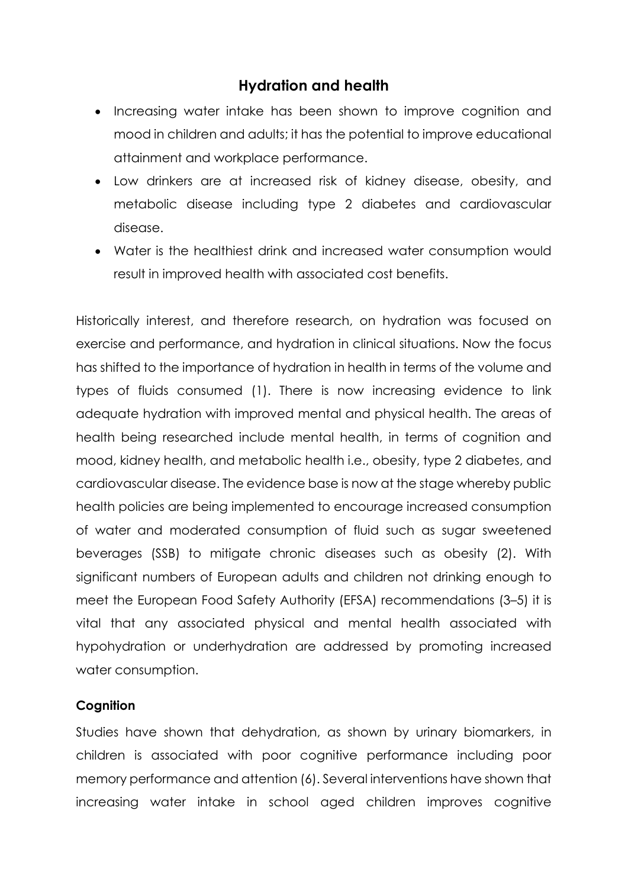# Hydration and health

- Increasing water intake has been shown to improve cognition and mood in children and adults; it has the potential to improve educational attainment and workplace performance.
- Low drinkers are at increased risk of kidney disease, obesity, and metabolic disease including type 2 diabetes and cardiovascular disease.
- Water is the healthiest drink and increased water consumption would result in improved health with associated cost benefits.

Historically interest, and therefore research, on hydration was focused on exercise and performance, and hydration in clinical situations. Now the focus has shifted to the importance of hydration in health in terms of the volume and types of fluids consumed (1). There is now increasing evidence to link adequate hydration with improved mental and physical health. The areas of health being researched include mental health, in terms of cognition and mood, kidney health, and metabolic health i.e., obesity, type 2 diabetes, and cardiovascular disease. The evidence base is now at the stage whereby public health policies are being implemented to encourage increased consumption of water and moderated consumption of fluid such as sugar sweetened beverages (SSB) to mitigate chronic diseases such as obesity (2). With significant numbers of European adults and children not drinking enough to meet the European Food Safety Authority (EFSA) recommendations (3–5) it is vital that any associated physical and mental health associated with hypohydration or underhydration are addressed by promoting increased water consumption.

## Cognition

Studies have shown that dehydration, as shown by urinary biomarkers, in children is associated with poor cognitive performance including poor memory performance and attention (6). Several interventions have shown that increasing water intake in school aged children improves cognitive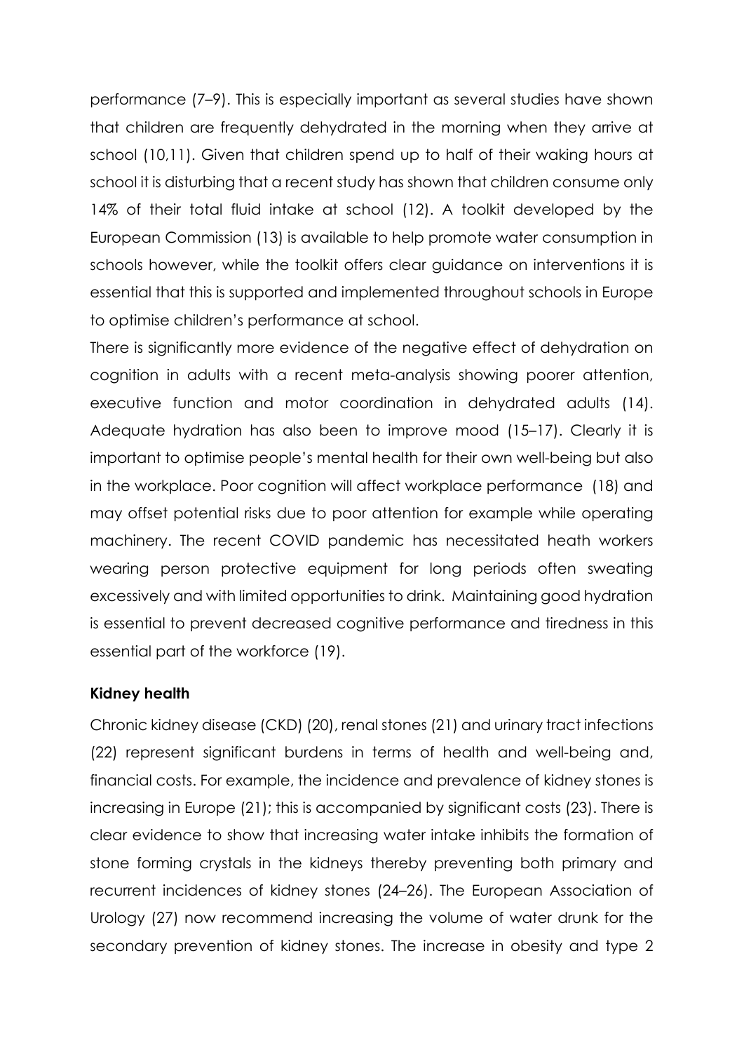performance (7–9). This is especially important as several studies have shown that children are frequently dehydrated in the morning when they arrive at school (10,11). Given that children spend up to half of their waking hours at school it is disturbing that a recent study has shown that children consume only 14% of their total fluid intake at school (12). A toolkit developed by the European Commission (13) is available to help promote water consumption in schools however, while the toolkit offers clear guidance on interventions it is essential that this is supported and implemented throughout schools in Europe to optimise children's performance at school.

There is significantly more evidence of the negative effect of dehydration on cognition in adults with a recent meta-analysis showing poorer attention, executive function and motor coordination in dehydrated adults (14). Adequate hydration has also been to improve mood (15–17). Clearly it is important to optimise people's mental health for their own well-being but also in the workplace. Poor cognition will affect workplace performance (18) and may offset potential risks due to poor attention for example while operating machinery. The recent COVID pandemic has necessitated heath workers wearing person protective equipment for long periods often sweating excessively and with limited opportunities to drink. Maintaining good hydration is essential to prevent decreased cognitive performance and tiredness in this essential part of the workforce (19).

**Kidney health**

Chronic kidney disease (CKD) (20), renal stones (21) and urinary tract infections (22) represent significant burdens in terms of health and well-being and, financial costs. For example, the incidence and prevalence of kidney stones is increasing in Europe (21); this is accompanied by significant costs (23). There is clear evidence to show that increasing water intake inhibits the formation of stone forming crystals in the kidneys thereby preventing both primary and recurrent incidences of kidney stones (24–26). The European Association of Urology (27) now recommend increasing the volume of water drunk for the secondary prevention of kidney stones. The increase in obesity and type 2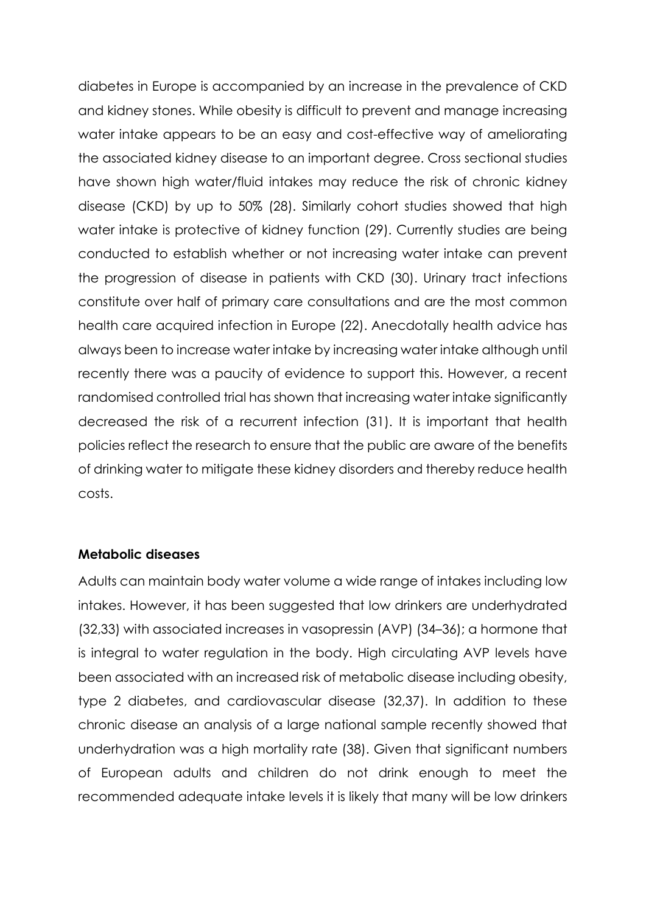diabetes in Europe is accompanied by an increase in the prevalence of CKD and kidney stones. While obesity is difficult to prevent and manage increasing water intake appears to be an easy and cost-effective way of ameliorating the associated kidney disease to an important degree. Cross sectional studies have shown high water/fluid intakes may reduce the risk of chronic kidney disease (CKD) by up to 50% (28). Similarly cohort studies showed that high water intake is protective of kidney function (29). Currently studies are being conducted to establish whether or not increasing water intake can prevent the progression of disease in patients with CKD (30). Urinary tract infections constitute over half of primary care consultations and are the most common health care acquired infection in Europe (22). Anecdotally health advice has always been to increase water intake by increasing water intake although until recently there was a paucity of evidence to support this. However, a recent randomised controlled trial has shown that increasing water intake significantly decreased the risk of a recurrent infection (31). It is important that health policies reflect the research to ensure that the public are aware of the benefits of drinking water to mitigate these kidney disorders and thereby reduce health costs.

**Metabolic diseases**

Adults can maintain body water volume a wide range of intakes including low intakes. However, it has been suggested that low drinkers are underhydrated (32,33) with associated increases in vasopressin (AVP) (34–36); a hormone that is integral to water regulation in the body. High circulating AVP levels have been associated with an increased risk of metabolic disease including obesity, type 2 diabetes, and cardiovascular disease (32,37). In addition to these chronic disease an analysis of a large national sample recently showed that underhydration was a high mortality rate (38). Given that significant numbers of European adults and children do not drink enough to meet the recommended adequate intake levels it is likely that many will be low drinkers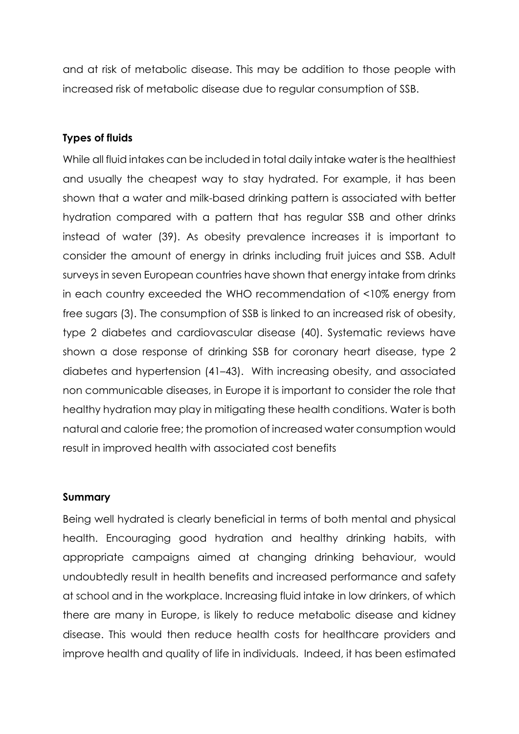and at risk of metabolic disease. This may be addition to those people with increased risk of metabolic disease due to regular consumption of SSB.

**Types of fluids**

While all fluid intakes can be included in total daily intake water is the healthiest and usually the cheapest way to stay hydrated. For example, it has been shown that a water and milk-based drinking pattern is associated with better hydration compared with a pattern that has regular SSB and other drinks instead of water (39). As obesity prevalence increases it is important to consider the amount of energy in drinks including fruit juices and SSB. Adult surveys in seven European countries have shown that energy intake from drinks in each country exceeded the WHO recommendation of <10% energy from free sugars (3). The consumption of SSB is linked to an increased risk of obesity, type 2 diabetes and cardiovascular disease (40). Systematic reviews have shown a dose response of drinking SSB for coronary heart disease, type 2 diabetes and hypertension (41–43). With increasing obesity, and associated non communicable diseases, in Europe it is important to consider the role that healthy hydration may play in mitigating these health conditions. Water is both natural and calorie free; the promotion of increased water consumption would result in improved health with associated cost benefits

**Summary**

Being well hydrated is clearly beneficial in terms of both mental and physical health. Encouraging good hydration and healthy drinking habits, with appropriate campaigns aimed at changing drinking behaviour, would undoubtedly result in health benefits and increased performance and safety at school and in the workplace. Increasing fluid intake in low drinkers, of which there are many in Europe, is likely to reduce metabolic disease and kidney disease. This would then reduce health costs for healthcare providers and improve health and quality of life in individuals. Indeed, it has been estimated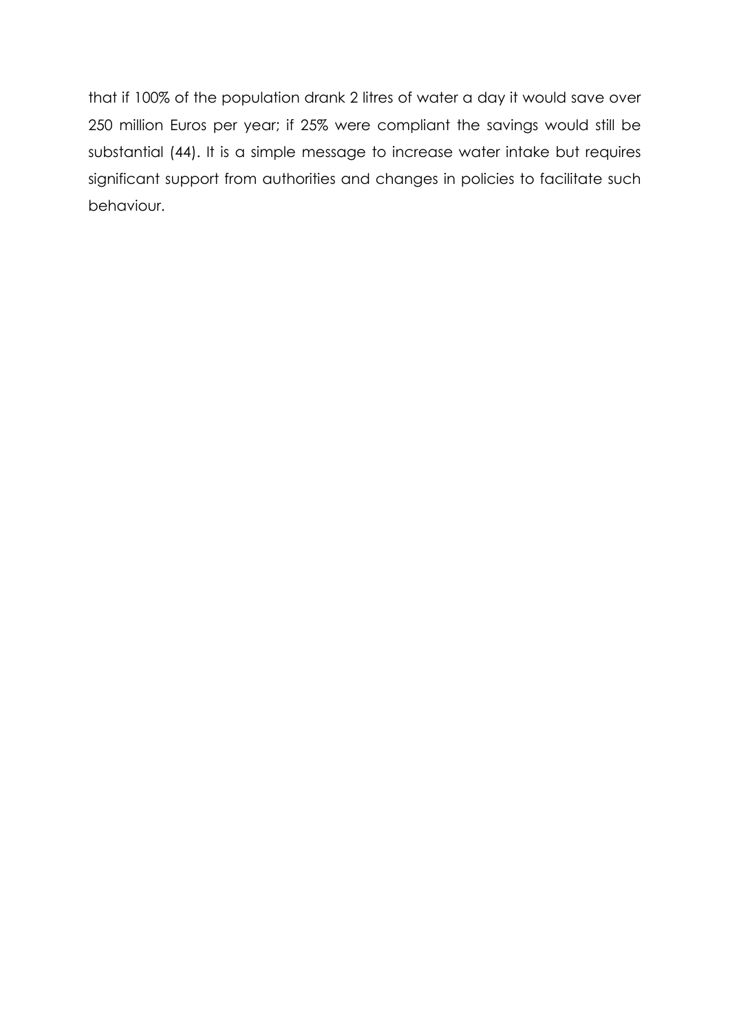that if 100% of the population drank 2 litres of water a day it would save over 250 million Euros per year; if 25% were compliant the savings would still be substantial (44). It is a simple message to increase water intake but requires significant support from authorities and changes in policies to facilitate such behaviour.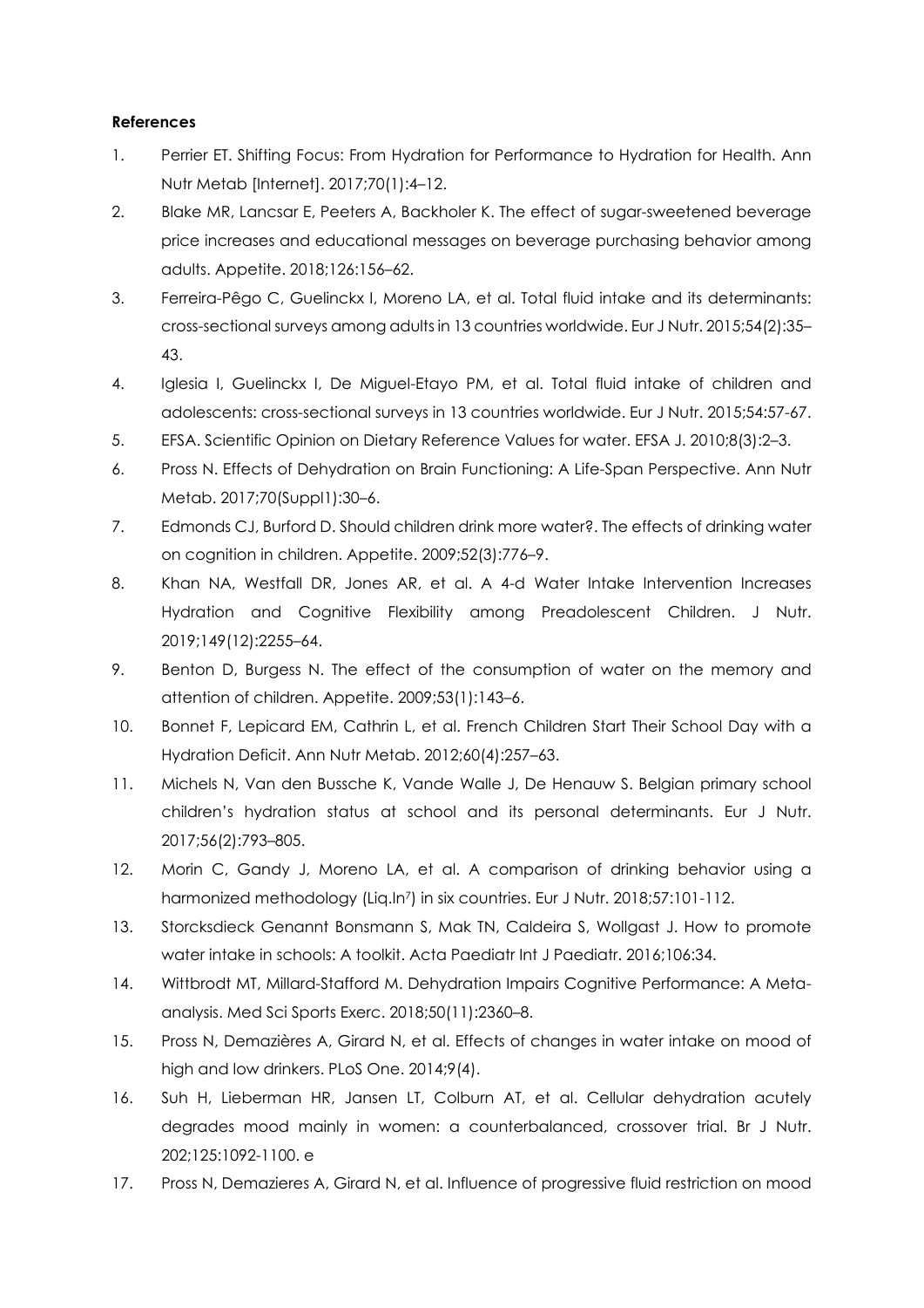**References**

1. Perrier ET. Shifting Focus: From Hydration for Performance to Hydration for Health. Ann Nutr Metab [Internet]. 2017;70(1):4–12.
2. Blake MR, Lancsar E, Peeters A, Backholer K. The effect of sugar-sweetened beverage price increases and educational messages on beverage purchasing behavior among adults. Appetite. 2018;126:156–62.
3. Ferreira-Pêgo C, Guelinckx I, Moreno LA, et al. Total fluid intake and its determinants: cross-sectional surveys among adults in 13 countries worldwide. Eur J Nutr. 2015;54(2):35–43.
4. Iglesia I, Guelinckx I, De Miguel-Etayo PM, et al. Total fluid intake of children and adolescents: cross-sectional surveys in 13 countries worldwide. Eur J Nutr. 2015;54:57-67.
5. EFSA. Scientific Opinion on Dietary Reference Values for water. EFSA J. 2010;8(3):2–3.
6. Pross N. Effects of Dehydration on Brain Functioning: A Life-Span Perspective. Ann Nutr Metab. 2017;70(Suppl1):30–6.
7. Edmonds CJ, Burford D. Should children drink more water?. The effects of drinking water on cognition in children. Appetite. 2009;52(3):776–9.
8. Khan NA, Westfall DR, Jones AR, et al. A 4-d Water Intake Intervention Increases Hydration and Cognitive Flexibility among Preadolescent Children. J Nutr. 2019;149(12):2255–64.
9. Benton D, Burgess N. The effect of the consumption of water on the memory and attention of children. Appetite. 2009;53(1):143–6.
10. Bonnet F, Lepicard EM, Cathrin L, et al. French Children Start Their School Day with a Hydration Deficit. Ann Nutr Metab. 2012;60(4):257–63.
11. Michels N, Van den Bussche K, Vande Walle J, De Henauw S. Belgian primary school children's hydration status at school and its personal determinants. Eur J Nutr. 2017;56(2):793–805.
12. Morin C, Gandy J, Moreno LA, et al. A comparison of drinking behavior using a harmonized methodology (Liq.In[7]) in six countries. Eur J Nutr. 2018;57:101-112.
13. Storcksdieck Genannt Bonsmann S, Mak TN, Caldeira S, Wollgast J. How to promote water intake in schools: A toolkit. Acta Paediatr Int J Paediatr. 2016;106:34.
14. Wittbrodt MT, Millard-Stafford M. Dehydration Impairs Cognitive Performance: A Meta-analysis. Med Sci Sports Exerc. 2018;50(11):2360–8.
15. Pross N, Demazières A, Girard N, et al. Effects of changes in water intake on mood of high and low drinkers. PLoS One. 2014;9(4).
16. Suh H, Lieberman HR, Jansen LT, Colburn AT, et al. Cellular dehydration acutely degrades mood mainly in women: a counterbalanced, crossover trial. Br J Nutr. 202;125:1092-1100. e
17. Pross N, Demazieres A, Girard N, et al. Influence of progressive fluid restriction on mood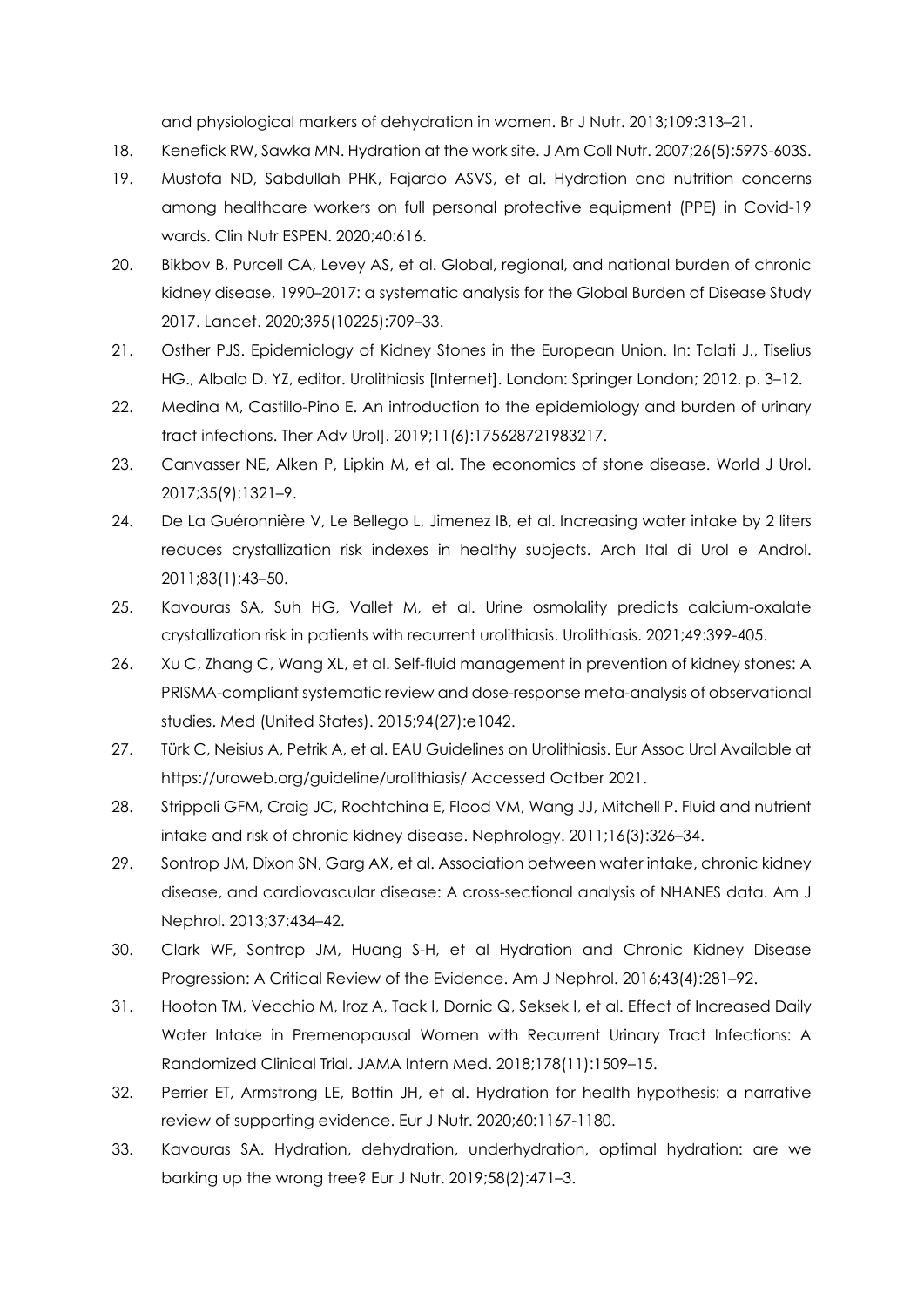and physiological markers of dehydration in women. Br J Nutr. 2013;109:313–21.

18. Kenefick RW, Sawka MN. Hydration at the work site. J Am Coll Nutr. 2007;26(5):597S-603S.
19. Mustofa ND, Sabdullah PHK, Fajardo ASVS, et al. Hydration and nutrition concerns among healthcare workers on full personal protective equipment (PPE) in Covid-19 wards. Clin Nutr ESPEN. 2020;40:616.
20. Bikbov B, Purcell CA, Levey AS, et al. Global, regional, and national burden of chronic kidney disease, 1990–2017: a systematic analysis for the Global Burden of Disease Study 2017. Lancet. 2020;395(10225):709–33.
21. Osther PJS. Epidemiology of Kidney Stones in the European Union. In: Talati J., Tiselius HG., Albala D. YZ, editor. Urolithiasis [Internet]. London: Springer London; 2012. p. 3–12.
22. Medina M, Castillo-Pino E. An introduction to the epidemiology and burden of urinary tract infections. Ther Adv Urol]. 2019;11(6):175628721983217.
23. Canvasser NE, Alken P, Lipkin M, et al. The economics of stone disease. World J Urol. 2017;35(9):1321–9.
24. De La Guéronnière V, Le Bellego L, Jimenez IB, et al. Increasing water intake by 2 liters reduces crystallization risk indexes in healthy subjects. Arch Ital di Urol e Androl. 2011;83(1):43–50.
25. Kavouras SA, Suh HG, Vallet M, et al. Urine osmolality predicts calcium-oxalate crystallization risk in patients with recurrent urolithiasis. Urolithiasis. 2021;49:399-405.
26. Xu C, Zhang C, Wang XL, et al. Self-fluid management in prevention of kidney stones: A PRISMA-compliant systematic review and dose-response meta-analysis of observational studies. Med (United States). 2015;94(27):e1042.
27. Türk C, Neisius A, Petrik A, et al. EAU Guidelines on Urolithiasis. Eur Assoc Urol Available at https://uroweb.org/guideline/urolithiasis/ Accessed Octber 2021.
28. Strippoli GFM, Craig JC, Rochtchina E, Flood VM, Wang JJ, Mitchell P. Fluid and nutrient intake and risk of chronic kidney disease. Nephrology. 2011;16(3):326–34.
29. Sontrop JM, Dixon SN, Garg AX, et al. Association between water intake, chronic kidney disease, and cardiovascular disease: A cross-sectional analysis of NHANES data. Am J Nephrol. 2013;37:434–42.
30. Clark WF, Sontrop JM, Huang S-H, et al Hydration and Chronic Kidney Disease Progression: A Critical Review of the Evidence. Am J Nephrol. 2016;43(4):281–92.
31. Hooton TM, Vecchio M, Iroz A, Tack I, Dornic Q, Seksek I, et al. Effect of Increased Daily Water Intake in Premenopausal Women with Recurrent Urinary Tract Infections: A Randomized Clinical Trial. JAMA Intern Med. 2018;178(11):1509–15.
32. Perrier ET, Armstrong LE, Bottin JH, et al. Hydration for health hypothesis: a narrative review of supporting evidence. Eur J Nutr. 2020;60:1167-1180.
33. Kavouras SA. Hydration, dehydration, underhydration, optimal hydration: are we barking up the wrong tree? Eur J Nutr. 2019;58(2):471–3.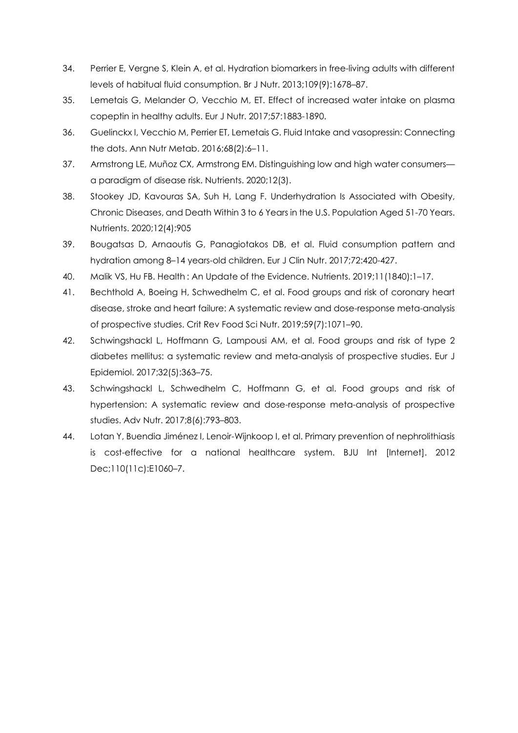34. Perrier E, Vergne S, Klein A, et al. Hydration biomarkers in free-living adults with different levels of habitual fluid consumption. Br J Nutr. 2013;109(9):1678–87.
35. Lemetais G, Melander O, Vecchio M, ET. Effect of increased water intake on plasma copeptin in healthy adults. Eur J Nutr. 2017;57:1883-1890.
36. Guelinckx I, Vecchio M, Perrier ET, Lemetais G. Fluid Intake and vasopressin: Connecting the dots. Ann Nutr Metab. 2016;68(2):6–11.
37. Armstrong LE, Muñoz CX, Armstrong EM. Distinguishing low and high water consumers—a paradigm of disease risk. Nutrients. 2020;12(3).
38. Stookey JD, Kavouras SA, Suh H, Lang F. Underhydration Is Associated with Obesity, Chronic Diseases, and Death Within 3 to 6 Years in the U.S. Population Aged 51-70 Years. Nutrients. 2020;12(4):905
39. Bougatsas D, Arnaoutis G, Panagiotakos DB, et al. Fluid consumption pattern and hydration among 8–14 years-old children. Eur J Clin Nutr. 2017;72:420-427.
40. Malik VS, Hu FB. Health : An Update of the Evidence. Nutrients. 2019;11(1840):1–17.
41. Bechthold A, Boeing H, Schwedhelm C, et al. Food groups and risk of coronary heart disease, stroke and heart failure: A systematic review and dose-response meta-analysis of prospective studies. Crit Rev Food Sci Nutr. 2019;59(7):1071–90.
42. Schwingshackl L, Hoffmann G, Lampousi AM, et al. Food groups and risk of type 2 diabetes mellitus: a systematic review and meta-analysis of prospective studies. Eur J Epidemiol. 2017;32(5):363–75.
43. Schwingshackl L, Schwedhelm C, Hoffmann G, et al. Food groups and risk of hypertension: A systematic review and dose-response meta-analysis of prospective studies. Adv Nutr. 2017;8(6):793–803.
44. Lotan Y, Buendia Jiménez I, Lenoir-Wijnkoop I, et al. Primary prevention of nephrolithiasis is cost-effective for a national healthcare system. BJU Int [Internet]. 2012 Dec;110(11c):E1060–7.